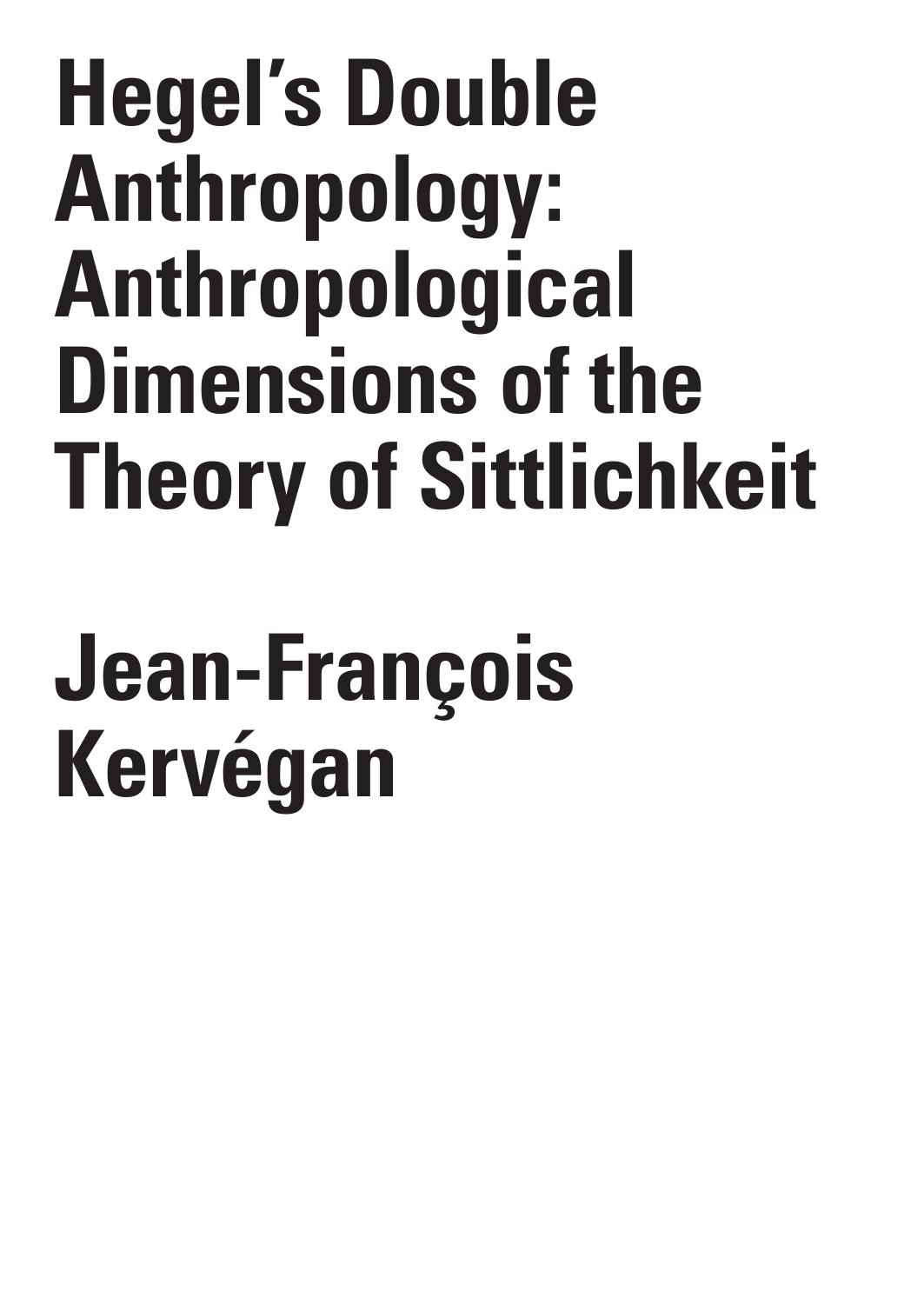# Hegel's Double Anthropology: Anthropological Dimensions of the Theory of Sittlichkeit

# Jean-François Kervégan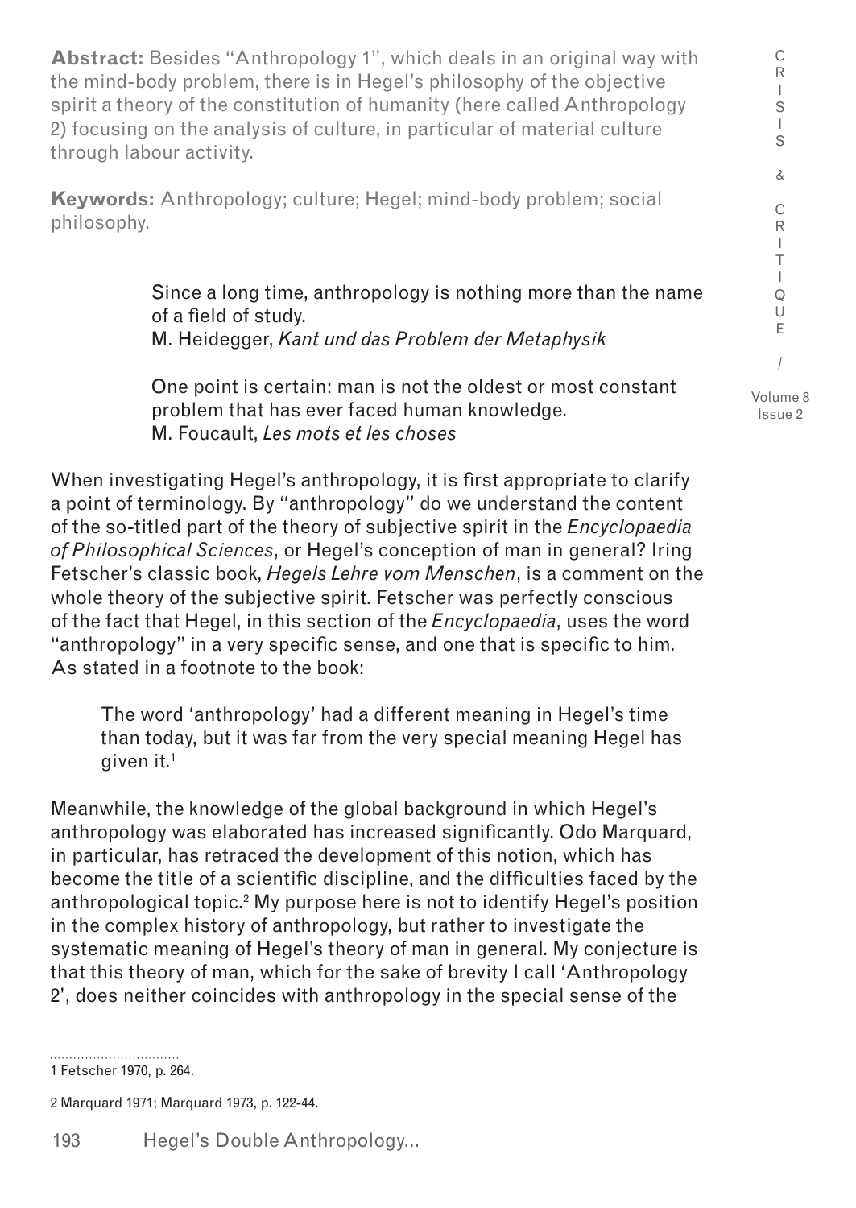**Abstract:** Besides "Anthropology 1", which deals in an original way with the mind-body problem, there is in Hegel's philosophy of the objective spirit a theory of the constitution of humanity (here called Anthropology 2) focusing on the analysis of culture, in particular of material culture through labour activity.

**Keywords:** Anthropology; culture; Hegel; mind-body problem; social philosophy.

> Since a long time, anthropology is nothing more than the name of a field of study.
> M. Heidegger, *Kant und das Problem der Metaphysik*

> One point is certain: man is not the oldest or most constant problem that has ever faced human knowledge.
> M. Foucault, *Les mots et les choses*

When investigating Hegel's anthropology, it is first appropriate to clarify a point of terminology. By "anthropology" do we understand the content of the so-titled part of the theory of subjective spirit in the *Encyclopaedia of Philosophical Sciences*, or Hegel's conception of man in general? Iring Fetscher's classic book, *Hegels Lehre vom Menschen*, is a comment on the whole theory of the subjective spirit. Fetscher was perfectly conscious of the fact that Hegel, in this section of the *Encyclopaedia*, uses the word "anthropology" in a very specific sense, and one that is specific to him. As stated in a footnote to the book:

> The word 'anthropology' had a different meaning in Hegel's time than today, but it was far from the very special meaning Hegel has given it.[1]

Meanwhile, the knowledge of the global background in which Hegel's anthropology was elaborated has increased significantly. Odo Marquard, in particular, has retraced the development of this notion, which has become the title of a scientific discipline, and the difficulties faced by the anthropological topic.[2] My purpose here is not to identify Hegel's position in the complex history of anthropology, but rather to investigate the systematic meaning of Hegel's theory of man in general. My conjecture is that this theory of man, which for the sake of brevity I call 'Anthropology 2', does neither coincides with anthropology in the special sense of the

1 Fetscher 1970, p. 264.

2 Marquard 1971; Marquard 1973, p. 122-44.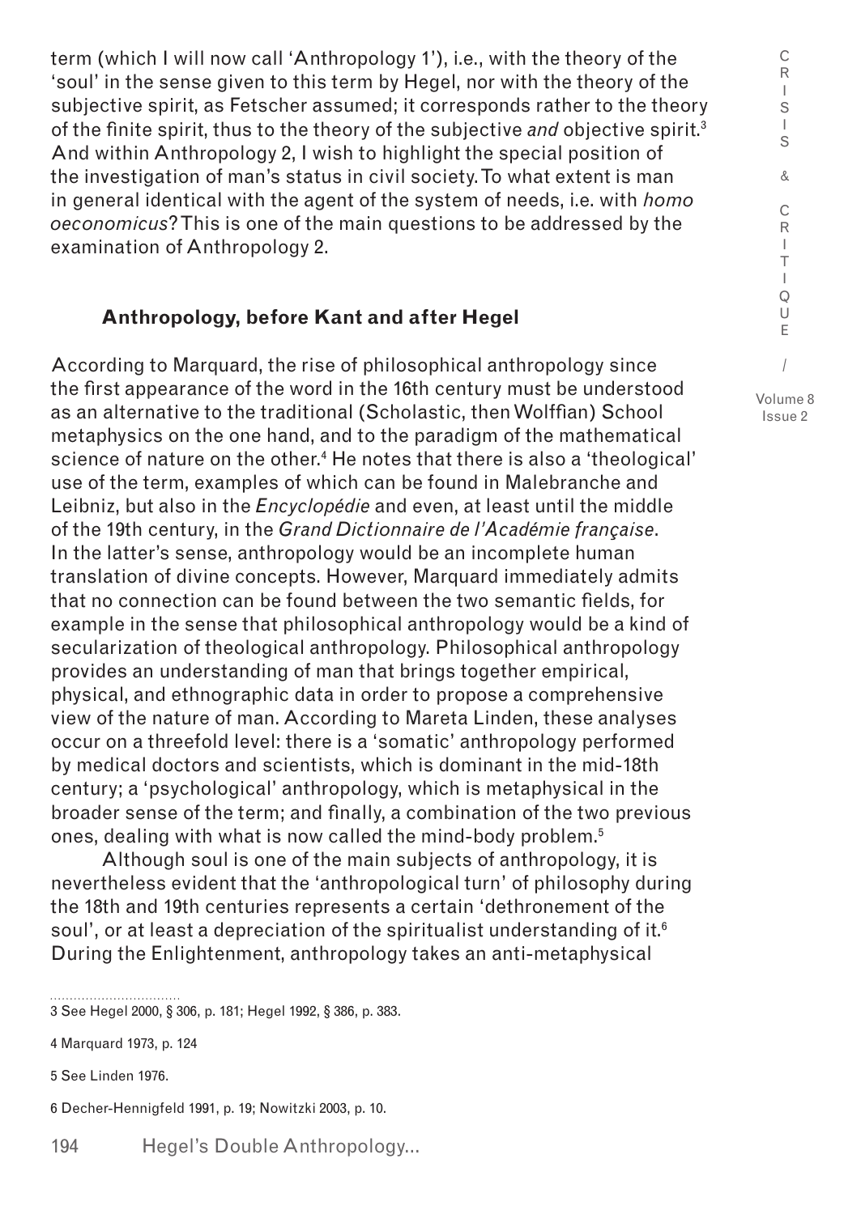term (which I will now call 'Anthropology 1'), i.e., with the theory of the 'soul' in the sense given to this term by Hegel, nor with the theory of the subjective spirit, as Fetscher assumed; it corresponds rather to the theory of the finite spirit, thus to the theory of the subjective *and* objective spirit.[3] And within Anthropology 2, I wish to highlight the special position of the investigation of man's status in civil society. To what extent is man in general identical with the agent of the system of needs, i.e. with *homo oeconomicus*? This is one of the main questions to be addressed by the examination of Anthropology 2.

## Anthropology, before Kant and after Hegel

According to Marquard, the rise of philosophical anthropology since the first appearance of the word in the 16th century must be understood as an alternative to the traditional (Scholastic, then Wolffian) School metaphysics on the one hand, and to the paradigm of the mathematical science of nature on the other.[4] He notes that there is also a 'theological' use of the term, examples of which can be found in Malebranche and Leibniz, but also in the *Encyclopédie* and even, at least until the middle of the 19th century, in the *Grand Dictionnaire de l'Académie française*. In the latter's sense, anthropology would be an incomplete human translation of divine concepts. However, Marquard immediately admits that no connection can be found between the two semantic fields, for example in the sense that philosophical anthropology would be a kind of secularization of theological anthropology. Philosophical anthropology provides an understanding of man that brings together empirical, physical, and ethnographic data in order to propose a comprehensive view of the nature of man. According to Mareta Linden, these analyses occur on a threefold level: there is a 'somatic' anthropology performed by medical doctors and scientists, which is dominant in the mid-18th century; a 'psychological' anthropology, which is metaphysical in the broader sense of the term; and finally, a combination of the two previous ones, dealing with what is now called the mind-body problem.[5]

Although soul is one of the main subjects of anthropology, it is nevertheless evident that the 'anthropological turn' of philosophy during the 18th and 19th centuries represents a certain 'dethronement of the soul', or at least a depreciation of the spiritualist understanding of it.[6] During the Enlightenment, anthropology takes an anti-metaphysical

3 See Hegel 2000, § 306, p. 181; Hegel 1992, § 386, p. 383.

4 Marquard 1973, p. 124

5 See Linden 1976.

6 Decher-Hennigfeld 1991, p. 19; Nowitzki 2003, p. 10.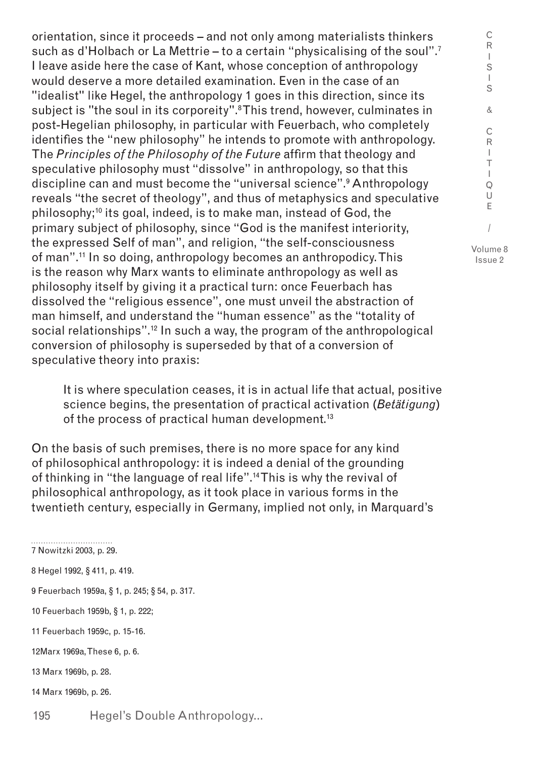orientation, since it proceeds – and not only among materialists thinkers such as d'Holbach or La Mettrie – to a certain "physicalising of the soul".[7] I leave aside here the case of Kant, whose conception of anthropology would deserve a more detailed examination. Even in the case of an "idealist" like Hegel, the anthropology 1 goes in this direction, since its subject is "the soul in its corporeity".[8] This trend, however, culminates in post-Hegelian philosophy, in particular with Feuerbach, who completely identifies the "new philosophy" he intends to promote with anthropology. The *Principles of the Philosophy of the Future* affirm that theology and speculative philosophy must "dissolve" in anthropology, so that this discipline can and must become the "universal science".[9] Anthropology reveals "the secret of theology", and thus of metaphysics and speculative philosophy;[10] its goal, indeed, is to make man, instead of God, the primary subject of philosophy, since "God is the manifest interiority, the expressed Self of man", and religion, "the self-consciousness of man".[11] In so doing, anthropology becomes an anthropodicy. This is the reason why Marx wants to eliminate anthropology as well as philosophy itself by giving it a practical turn: once Feuerbach has dissolved the "religious essence", one must unveil the abstraction of man himself, and understand the "human essence" as the "totality of social relationships".[12] In such a way, the program of the anthropological conversion of philosophy is superseded by that of a conversion of speculative theory into praxis:

> It is where speculation ceases, it is in actual life that actual, positive science begins, the presentation of practical activation (*Betätigung*) of the process of practical human development.[13]

On the basis of such premises, there is no more space for any kind of philosophical anthropology: it is indeed a denial of the grounding of thinking in "the language of real life".[14] This is why the revival of philosophical anthropology, as it took place in various forms in the twentieth century, especially in Germany, implied not only, in Marquard's

---

7 Nowitzki 2003, p. 29.

8 Hegel 1992, § 411, p. 419.

9 Feuerbach 1959a, § 1, p. 245; § 54, p. 317.

10 Feuerbach 1959b, § 1, p. 222;

11 Feuerbach 1959c, p. 15-16.

12 Marx 1969a, These 6, p. 6.

13 Marx 1969b, p. 28.

14 Marx 1969b, p. 26.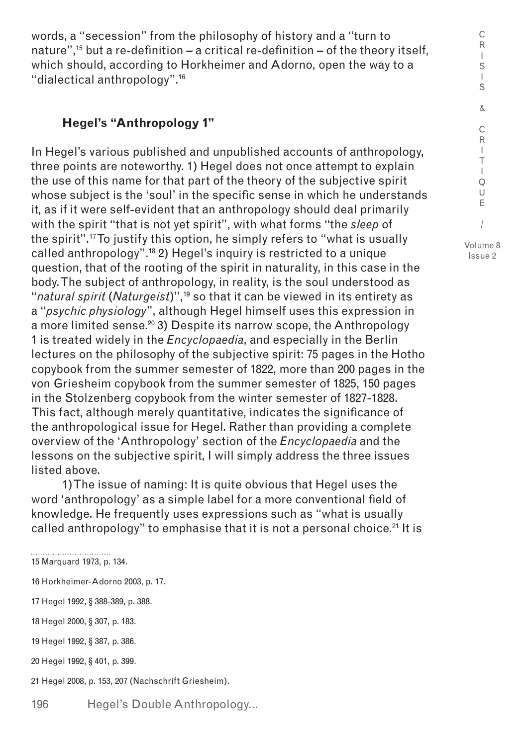words, a "secession" from the philosophy of history and a "turn to nature",[15] but a re-definition – a critical re-definition – of the theory itself, which should, according to Horkheimer and Adorno, open the way to a "dialectical anthropology".[16]

## Hegel's "Anthropology 1"

In Hegel's various published and unpublished accounts of anthropology, three points are noteworthy. 1) Hegel does not once attempt to explain the use of this name for that part of the theory of the subjective spirit whose subject is the 'soul' in the specific sense in which he understands it, as if it were self-evident that an anthropology should deal primarily with the spirit "that is not yet spirit", with what forms "the *sleep* of the spirit".[17] To justify this option, he simply refers to "what is usually called anthropology".[18] 2) Hegel's inquiry is restricted to a unique question, that of the rooting of the spirit in naturality, in this case in the body. The subject of anthropology, in reality, is the soul understood as "*natural spirit* (*Naturgeist*)",[19] so that it can be viewed in its entirety as a "*psychic physiology*", although Hegel himself uses this expression in a more limited sense.[20] 3) Despite its narrow scope, the Anthropology 1 is treated widely in the *Encyclopaedia*, and especially in the Berlin lectures on the philosophy of the subjective spirit: 75 pages in the Hotho copybook from the summer semester of 1822, more than 200 pages in the von Griesheim copybook from the summer semester of 1825, 150 pages in the Stolzenberg copybook from the winter semester of 1827-1828. This fact, although merely quantitative, indicates the significance of the anthropological issue for Hegel. Rather than providing a complete overview of the 'Anthropology' section of the *Encyclopaedia* and the lessons on the subjective spirit, I will simply address the three issues listed above.

1) The issue of naming: It is quite obvious that Hegel uses the word 'anthropology' as a simple label for a more conventional field of knowledge. He frequently uses expressions such as "what is usually called anthropology" to emphasise that it is not a personal choice.[21] It is

15 Marquard 1973, p. 134.

16 Horkheimer-Adorno 2003, p. 17.

17 Hegel 1992, § 388-389, p. 388.

18 Hegel 2000, § 307, p. 183.

19 Hegel 1992, § 387, p. 386.

20 Hegel 1992, § 401, p. 399.

21 Hegel 2008, p. 153, 207 (Nachschrift Griesheim).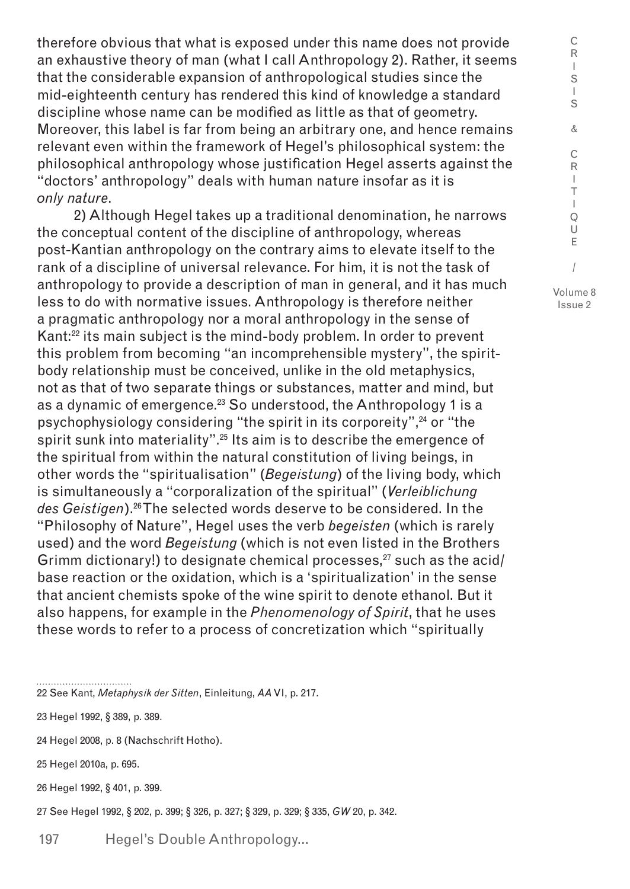therefore obvious that what is exposed under this name does not provide an exhaustive theory of man (what I call Anthropology 2). Rather, it seems that the considerable expansion of anthropological studies since the mid-eighteenth century has rendered this kind of knowledge a standard discipline whose name can be modified as little as that of geometry. Moreover, this label is far from being an arbitrary one, and hence remains relevant even within the framework of Hegel's philosophical system: the philosophical anthropology whose justification Hegel asserts against the "doctors' anthropology" deals with human nature insofar as it is *only nature*.

2) Although Hegel takes up a traditional denomination, he narrows the conceptual content of the discipline of anthropology, whereas post-Kantian anthropology on the contrary aims to elevate itself to the rank of a discipline of universal relevance. For him, it is not the task of anthropology to provide a description of man in general, and it has much less to do with normative issues. Anthropology is therefore neither a pragmatic anthropology nor a moral anthropology in the sense of Kant:[22] its main subject is the mind-body problem. In order to prevent this problem from becoming "an incomprehensible mystery", the spirit-body relationship must be conceived, unlike in the old metaphysics, not as that of two separate things or substances, matter and mind, but as a dynamic of emergence.[23] So understood, the Anthropology 1 is a psychophysiology considering "the spirit in its corporeity",[24] or "the spirit sunk into materiality".[25] Its aim is to describe the emergence of the spiritual from within the natural constitution of living beings, in other words the "spiritualisation" (*Begeistung*) of the living body, which is simultaneously a "corporalization of the spiritual" (*Verleiblichung des Geistigen*).[26] The selected words deserve to be considered. In the "Philosophy of Nature", Hegel uses the verb *begeisten* (which is rarely used) and the word *Begeistung* (which is not even listed in the Brothers Grimm dictionary!) to designate chemical processes,[27] such as the acid/base reaction or the oxidation, which is a 'spiritualization' in the sense that ancient chemists spoke of the wine spirit to denote ethanol. But it also happens, for example in the *Phenomenology of Spirit*, that he uses these words to refer to a process of concretization which "spiritually

---

22 See Kant, *Metaphysik der Sitten*, Einleitung, *AA* VI, p. 217.

23 Hegel 1992, § 389, p. 389.

24 Hegel 2008, p. 8 (Nachschrift Hotho).

25 Hegel 2010a, p. 695.

26 Hegel 1992, § 401, p. 399.

27 See Hegel 1992, § 202, p. 399; § 326, p. 327; § 329, p. 329; § 335, *GW* 20, p. 342.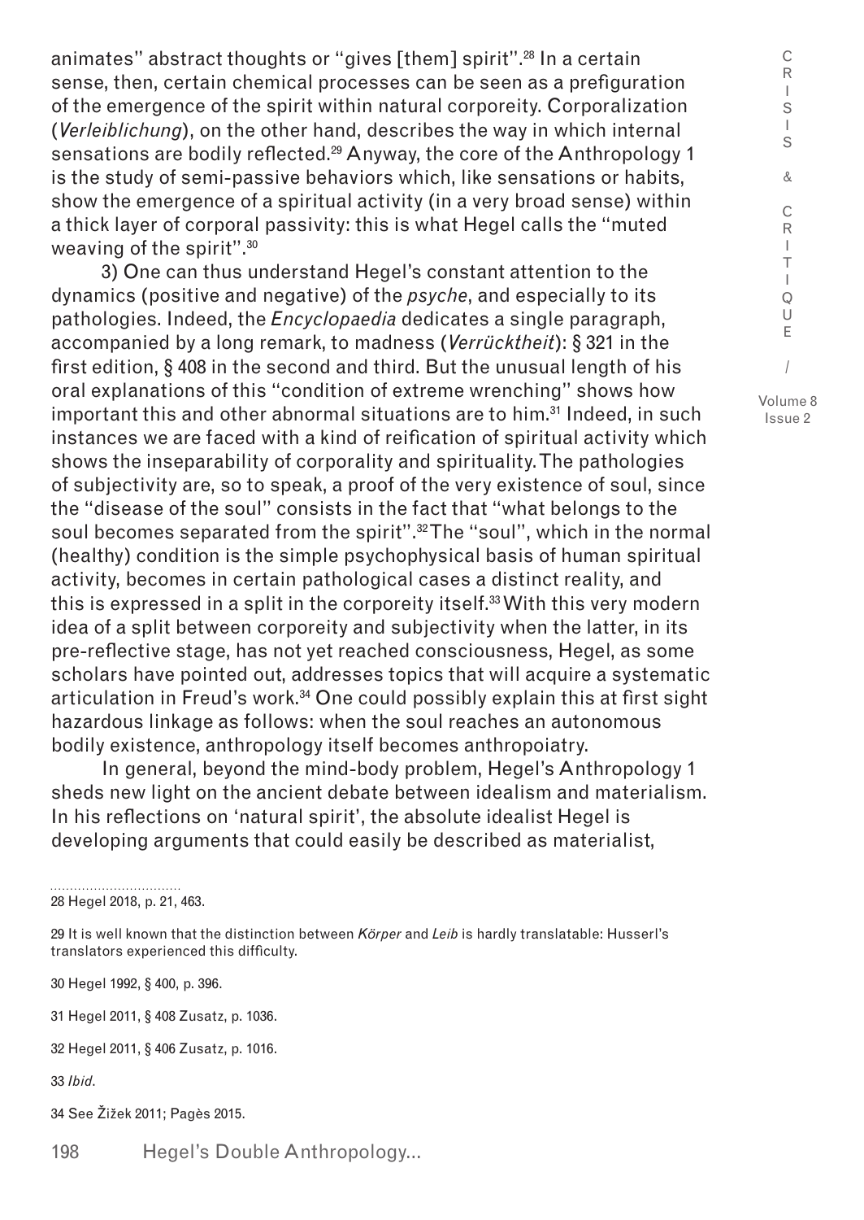animates" abstract thoughts or "gives [them] spirit".[28] In a certain sense, then, certain chemical processes can be seen as a prefiguration of the emergence of the spirit within natural corporeity. Corporalization (*Verleiblichung*), on the other hand, describes the way in which internal sensations are bodily reflected.[29] Anyway, the core of the Anthropology 1 is the study of semi-passive behaviors which, like sensations or habits, show the emergence of a spiritual activity (in a very broad sense) within a thick layer of corporal passivity: this is what Hegel calls the "muted weaving of the spirit".[30]

3) One can thus understand Hegel's constant attention to the dynamics (positive and negative) of the *psyche*, and especially to its pathologies. Indeed, the *Encyclopaedia* dedicates a single paragraph, accompanied by a long remark, to madness (*Verrücktheit*): § 321 in the first edition, § 408 in the second and third. But the unusual length of his oral explanations of this "condition of extreme wrenching" shows how important this and other abnormal situations are to him.[31] Indeed, in such instances we are faced with a kind of reification of spiritual activity which shows the inseparability of corporality and spirituality. The pathologies of subjectivity are, so to speak, a proof of the very existence of soul, since the "disease of the soul" consists in the fact that "what belongs to the soul becomes separated from the spirit".[32] The "soul", which in the normal (healthy) condition is the simple psychophysical basis of human spiritual activity, becomes in certain pathological cases a distinct reality, and this is expressed in a split in the corporeity itself.[33] With this very modern idea of a split between corporeity and subjectivity when the latter, in its pre-reflective stage, has not yet reached consciousness, Hegel, as some scholars have pointed out, addresses topics that will acquire a systematic articulation in Freud's work.[34] One could possibly explain this at first sight hazardous linkage as follows: when the soul reaches an autonomous bodily existence, anthropology itself becomes anthropoiatry.

In general, beyond the mind-body problem, Hegel's Anthropology 1 sheds new light on the ancient debate between idealism and materialism. In his reflections on 'natural spirit', the absolute idealist Hegel is developing arguments that could easily be described as materialist,

---

28 Hegel 2018, p. 21, 463.

29 It is well known that the distinction between *Körper* and *Leib* is hardly translatable: Husserl's translators experienced this difficulty.

30 Hegel 1992, § 400, p. 396.

31 Hegel 2011, § 408 Zusatz, p. 1036.

32 Hegel 2011, § 406 Zusatz, p. 1016.

33 *Ibid*.

34 See Žižek 2011; Pagès 2015.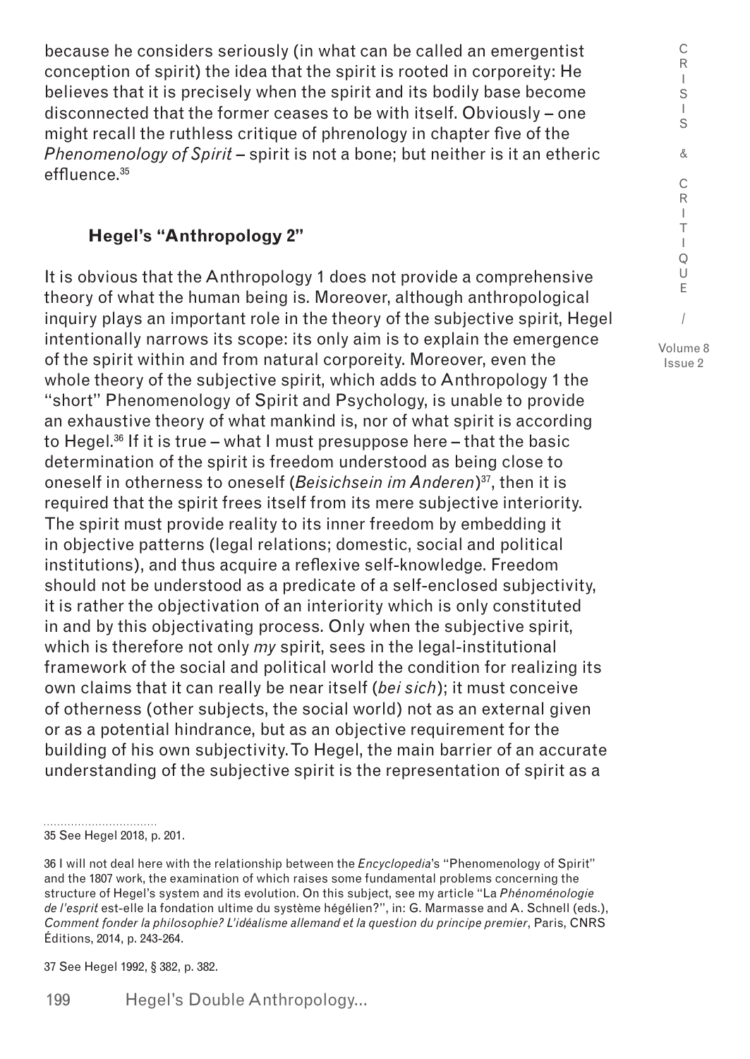because he considers seriously (in what can be called an emergentist conception of spirit) the idea that the spirit is rooted in corporeity: He believes that it is precisely when the spirit and its bodily base become disconnected that the former ceases to be with itself. Obviously – one might recall the ruthless critique of phrenology in chapter five of the *Phenomenology of Spirit* – spirit is not a bone; but neither is it an etheric effluence.[35]

## Hegel's "Anthropology 2"

It is obvious that the Anthropology 1 does not provide a comprehensive theory of what the human being is. Moreover, although anthropological inquiry plays an important role in the theory of the subjective spirit, Hegel intentionally narrows its scope: its only aim is to explain the emergence of the spirit within and from natural corporeity. Moreover, even the whole theory of the subjective spirit, which adds to Anthropology 1 the "short" Phenomenology of Spirit and Psychology, is unable to provide an exhaustive theory of what mankind is, nor of what spirit is according to Hegel.[36] If it is true – what I must presuppose here – that the basic determination of the spirit is freedom understood as being close to oneself in otherness to oneself (*Beisichsein im Anderen*)[37], then it is required that the spirit frees itself from its mere subjective interiority. The spirit must provide reality to its inner freedom by embedding it in objective patterns (legal relations; domestic, social and political institutions), and thus acquire a reflexive self-knowledge. Freedom should not be understood as a predicate of a self-enclosed subjectivity, it is rather the objectivation of an interiority which is only constituted in and by this objectivating process. Only when the subjective spirit, which is therefore not only *my* spirit, sees in the legal-institutional framework of the social and political world the condition for realizing its own claims that it can really be near itself (*bei sich*); it must conceive of otherness (other subjects, the social world) not as an external given or as a potential hindrance, but as an objective requirement for the building of his own subjectivity. To Hegel, the main barrier of an accurate understanding of the subjective spirit is the representation of spirit as a

---

35 See Hegel 2018, p. 201.

36 I will not deal here with the relationship between the *Encyclopedia*'s "Phenomenology of Spirit" and the 1807 work, the examination of which raises some fundamental problems concerning the structure of Hegel's system and its evolution. On this subject, see my article "La *Phénoménologie de l'esprit* est-elle la fondation ultime du système hégélien?", in: G. Marmasse and A. Schnell (eds.), *Comment fonder la philosophie? L'idéalisme allemand et la question du principe premier*, Paris, CNRS Éditions, 2014, p. 243-264.

37 See Hegel 1992, § 382, p. 382.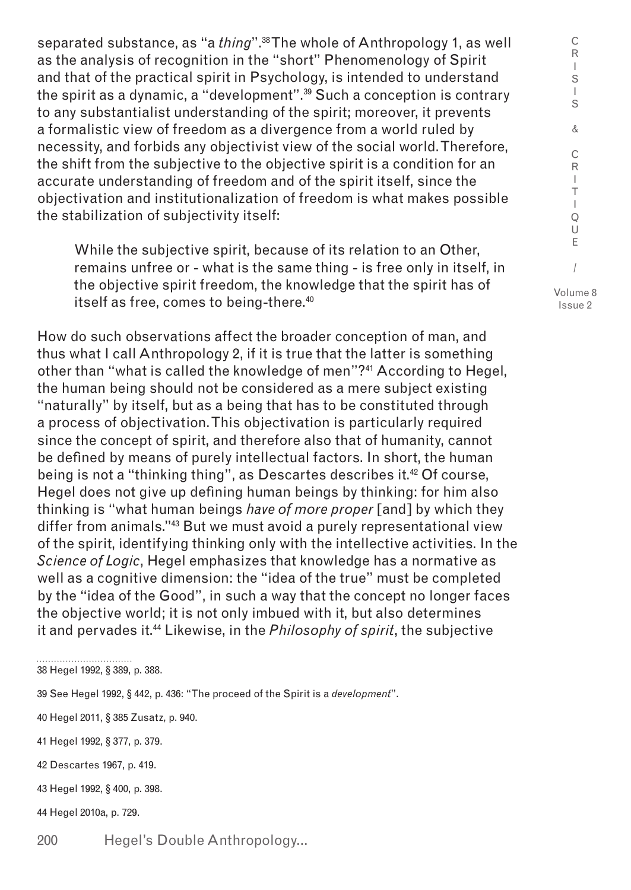separated substance, as "a *thing*".[38] The whole of Anthropology 1, as well as the analysis of recognition in the "short" Phenomenology of Spirit and that of the practical spirit in Psychology, is intended to understand the spirit as a dynamic, a "development".[39] Such a conception is contrary to any substantialist understanding of the spirit; moreover, it prevents a formalistic view of freedom as a divergence from a world ruled by necessity, and forbids any objectivist view of the social world. Therefore, the shift from the subjective to the objective spirit is a condition for an accurate understanding of freedom and of the spirit itself, since the objectivation and institutionalization of freedom is what makes possible the stabilization of subjectivity itself:

> While the subjective spirit, because of its relation to an Other, remains unfree or - what is the same thing - is free only in itself, in the objective spirit freedom, the knowledge that the spirit has of itself as free, comes to being-there.[40]

How do such observations affect the broader conception of man, and thus what I call Anthropology 2, if it is true that the latter is something other than "what is called the knowledge of men"?[41] According to Hegel, the human being should not be considered as a mere subject existing "naturally" by itself, but as a being that has to be constituted through a process of objectivation. This objectivation is particularly required since the concept of spirit, and therefore also that of humanity, cannot be defined by means of purely intellectual factors. In short, the human being is not a "thinking thing", as Descartes describes it.[42] Of course, Hegel does not give up defining human beings by thinking: for him also thinking is "what human beings *have of more proper* [and] by which they differ from animals."[43] But we must avoid a purely representational view of the spirit, identifying thinking only with the intellective activities. In the *Science of Logic*, Hegel emphasizes that knowledge has a normative as well as a cognitive dimension: the "idea of the true" must be completed by the "idea of the Good", in such a way that the concept no longer faces the objective world; it is not only imbued with it, but also determines it and pervades it.[44] Likewise, in the *Philosophy of spirit*, the subjective

38 Hegel 1992, § 389, p. 388.

39 See Hegel 1992, § 442, p. 436: "The proceed of the Spirit is a *development*".

40 Hegel 2011, § 385 Zusatz, p. 940.

41 Hegel 1992, § 377, p. 379.

42 Descartes 1967, p. 419.

43 Hegel 1992, § 400, p. 398.

44 Hegel 2010a, p. 729.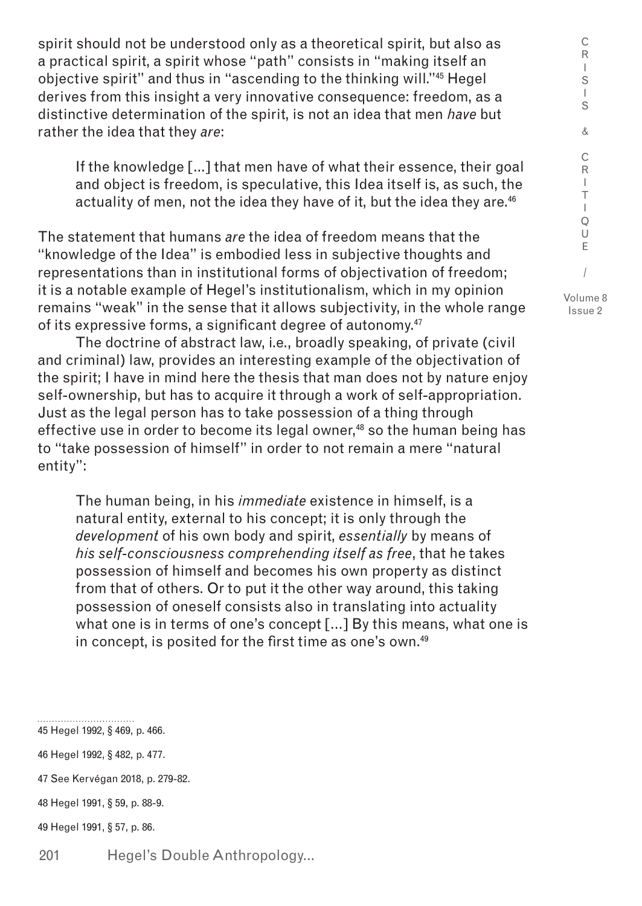spirit should not be understood only as a theoretical spirit, but also as a practical spirit, a spirit whose "path" consists in "making itself an objective spirit" and thus in "ascending to the thinking will."[45] Hegel derives from this insight a very innovative consequence: freedom, as a distinctive determination of the spirit, is not an idea that men *have* but rather the idea that they *are*:

> If the knowledge [...] that men have of what their essence, their goal and object is freedom, is speculative, this Idea itself is, as such, the actuality of men, not the idea they have of it, but the idea they are.[46]

The statement that humans *are* the idea of freedom means that the "knowledge of the Idea" is embodied less in subjective thoughts and representations than in institutional forms of objectivation of freedom; it is a notable example of Hegel's institutionalism, which in my opinion remains "weak" in the sense that it allows subjectivity, in the whole range of its expressive forms, a significant degree of autonomy.[47]

The doctrine of abstract law, i.e., broadly speaking, of private (civil and criminal) law, provides an interesting example of the objectivation of the spirit; I have in mind here the thesis that man does not by nature enjoy self-ownership, but has to acquire it through a work of self-appropriation. Just as the legal person has to take possession of a thing through effective use in order to become its legal owner,[48] so the human being has to "take possession of himself" in order to not remain a mere "natural entity":

> The human being, in his *immediate* existence in himself, is a natural entity, external to his concept; it is only through the *development* of his own body and spirit, *essentially* by means of *his self-consciousness comprehending itself as free*, that he takes possession of himself and becomes his own property as distinct from that of others. Or to put it the other way around, this taking possession of oneself consists also in translating into actuality what one is in terms of one's concept [...] By this means, what one is in concept, is posited for the first time as one's own.[49]

---

45 Hegel 1992, § 469, p. 466.

46 Hegel 1992, § 482, p. 477.

47 See Kervégan 2018, p. 279-82.

48 Hegel 1991, § 59, p. 88-9.

49 Hegel 1991, § 57, p. 86.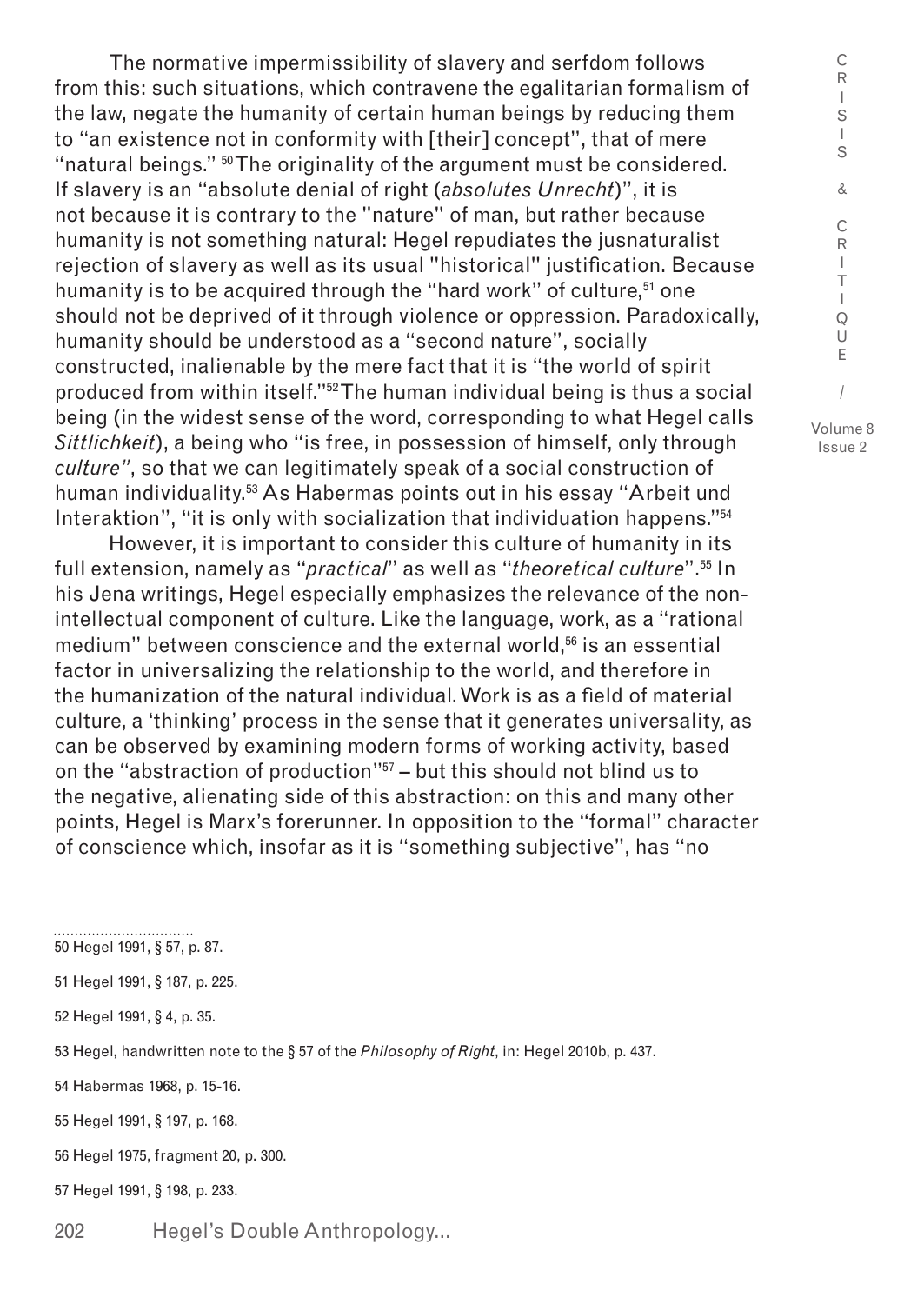The normative impermissibility of slavery and serfdom follows from this: such situations, which contravene the egalitarian formalism of the law, negate the humanity of certain human beings by reducing them to "an existence not in conformity with [their] concept", that of mere "natural beings."[50] The originality of the argument must be considered. If slavery is an "absolute denial of right (*absolutes Unrecht*)", it is not because it is contrary to the "nature" of man, but rather because humanity is not something natural: Hegel repudiates the jusnaturalist rejection of slavery as well as its usual "historical" justification. Because humanity is to be acquired through the "hard work" of culture,[51] one should not be deprived of it through violence or oppression. Paradoxically, humanity should be understood as a "second nature", socially constructed, inalienable by the mere fact that it is "the world of spirit produced from within itself."[52] The human individual being is thus a social being (in the widest sense of the word, corresponding to what Hegel calls *Sittlichkeit*), a being who "is free, in possession of himself, only through *culture*", so that we can legitimately speak of a social construction of human individuality.[53] As Habermas points out in his essay "Arbeit und Interaktion", "it is only with socialization that individuation happens."[54]

However, it is important to consider this culture of humanity in its full extension, namely as "*practical*" as well as "*theoretical culture*".[55] In his Jena writings, Hegel especially emphasizes the relevance of the non-intellectual component of culture. Like the language, work, as a "rational medium" between conscience and the external world,[56] is an essential factor in universalizing the relationship to the world, and therefore in the humanization of the natural individual. Work is as a field of material culture, a 'thinking' process in the sense that it generates universality, as can be observed by examining modern forms of working activity, based on the "abstraction of production"[57] – but this should not blind us to the negative, alienating side of this abstraction: on this and many other points, Hegel is Marx's forerunner. In opposition to the "formal" character of conscience which, insofar as it is "something subjective", has "no

---

50 Hegel 1991, § 57, p. 87.

51 Hegel 1991, § 187, p. 225.

52 Hegel 1991, § 4, p. 35.

53 Hegel, handwritten note to the § 57 of the *Philosophy of Right*, in: Hegel 2010b, p. 437.

54 Habermas 1968, p. 15-16.

55 Hegel 1991, § 197, p. 168.

56 Hegel 1975, fragment 20, p. 300.

57 Hegel 1991, § 198, p. 233.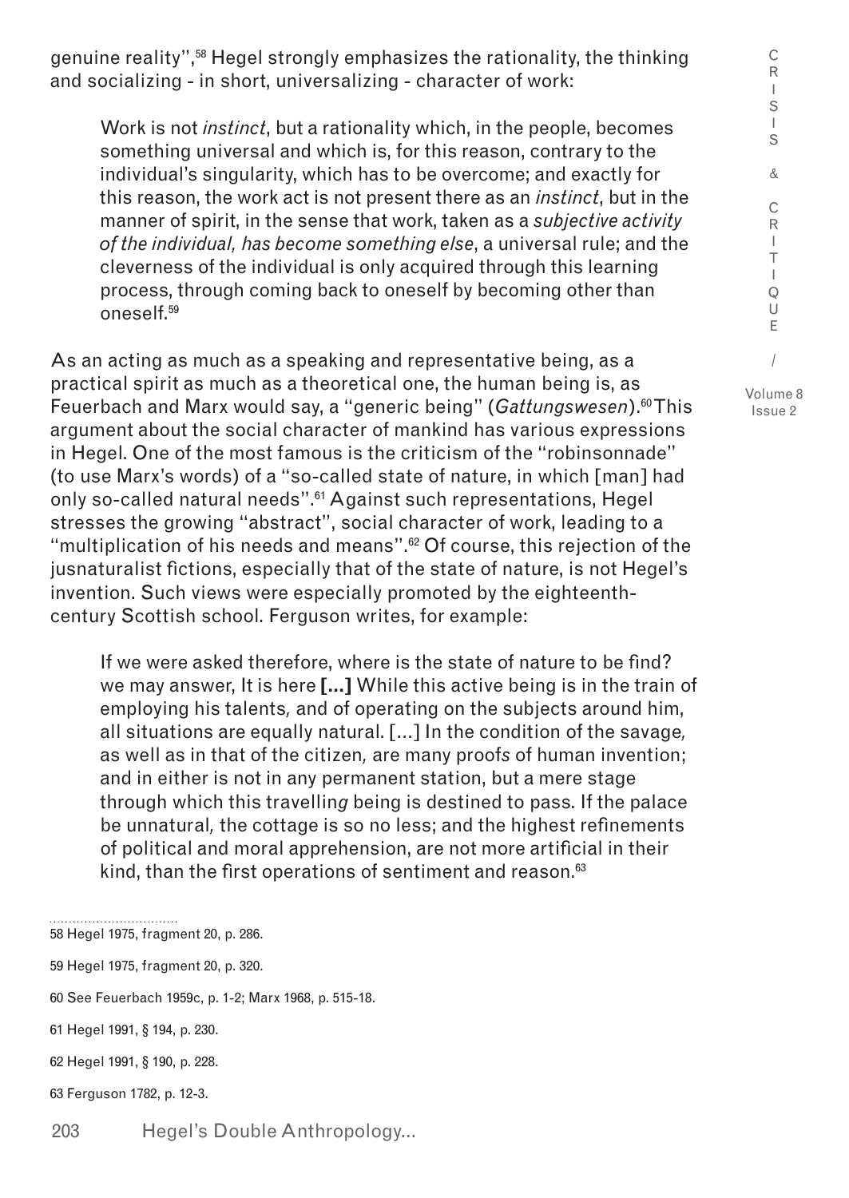genuine reality",[58] Hegel strongly emphasizes the rationality, the thinking and socializing - in short, universalizing - character of work:

> Work is not *instinct*, but a rationality which, in the people, becomes something universal and which is, for this reason, contrary to the individual's singularity, which has to be overcome; and exactly for this reason, the work act is not present there as an *instinct*, but in the manner of spirit, in the sense that work, taken as a *subjective activity of the individual, has become something else*, a universal rule; and the cleverness of the individual is only acquired through this learning process, through coming back to oneself by becoming other than oneself.[59]

As an acting as much as a speaking and representative being, as a practical spirit as much as a theoretical one, the human being is, as Feuerbach and Marx would say, a "generic being" (*Gattungswesen*).[60] This argument about the social character of mankind has various expressions in Hegel. One of the most famous is the criticism of the "robinsonnade" (to use Marx's words) of a "so-called state of nature, in which [man] had only so-called natural needs".[61] Against such representations, Hegel stresses the growing "abstract", social character of work, leading to a "multiplication of his needs and means".[62] Of course, this rejection of the jusnaturalist fictions, especially that of the state of nature, is not Hegel's invention. Such views were especially promoted by the eighteenth-century Scottish school. Ferguson writes, for example:

> If we were asked therefore, where is the state of nature to be find? we may answer, It is here **[...]** While this active being is in the train of employing his talents, and of operating on the subjects around him, all situations are equally natural. [...] In the condition of the savage, as well as in that of the citizen, are many proofs of human invention; and in either is not in any permanent station, but a mere stage through which this travelling being is destined to pass. If the palace be unnatural, the cottage is so no less; and the highest refinements of political and moral apprehension, are not more artificial in their kind, than the first operations of sentiment and reason.[63]

58 Hegel 1975, fragment 20, p. 286.

59 Hegel 1975, fragment 20, p. 320.

60 See Feuerbach 1959c, p. 1-2; Marx 1968, p. 515-18.

61 Hegel 1991, § 194, p. 230.

62 Hegel 1991, § 190, p. 228.

63 Ferguson 1782, p. 12-3.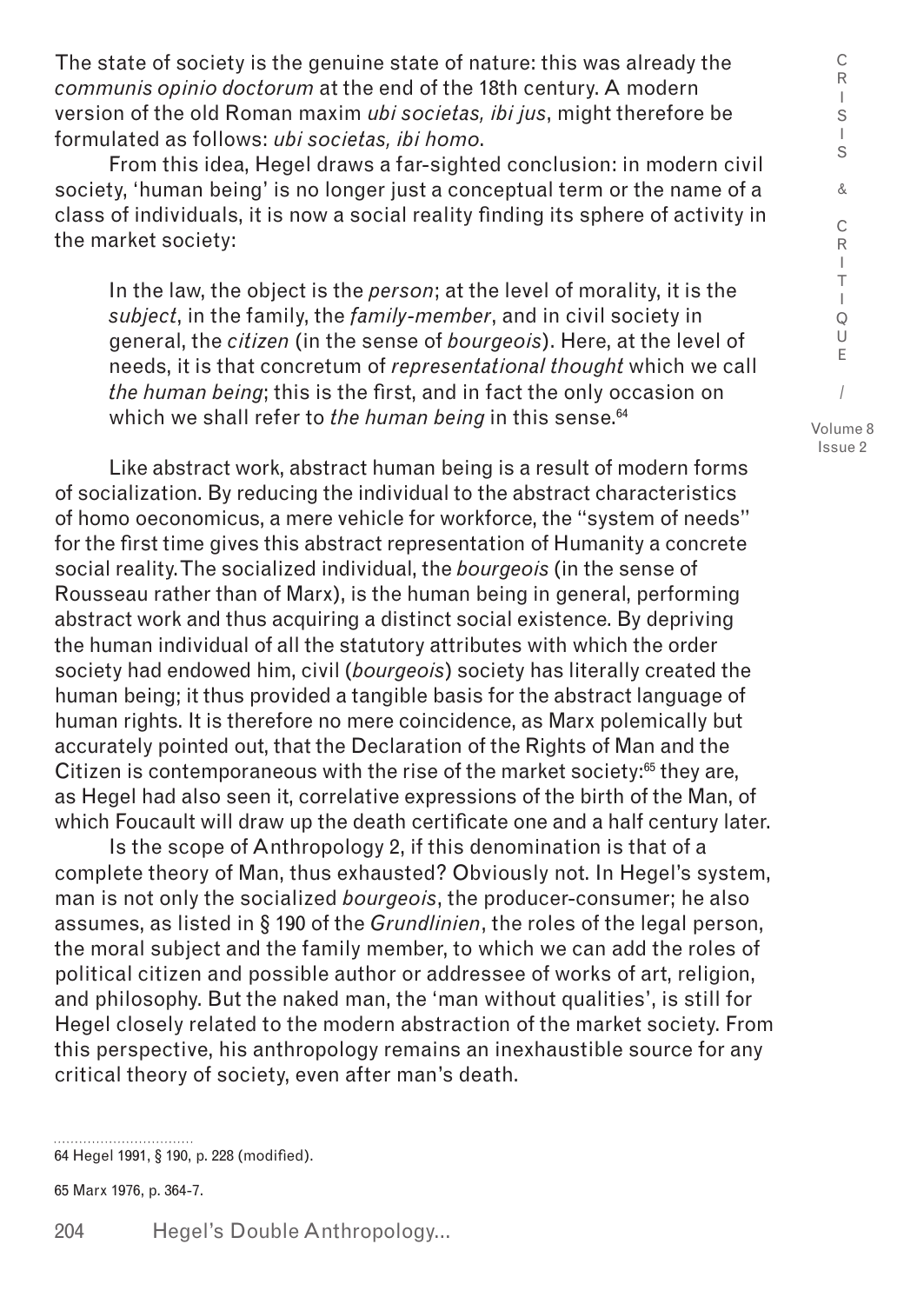The state of society is the genuine state of nature: this was already the *communis opinio doctorum* at the end of the 18th century. A modern version of the old Roman maxim *ubi societas, ibi jus*, might therefore be formulated as follows: *ubi societas, ibi homo*.

From this idea, Hegel draws a far-sighted conclusion: in modern civil society, 'human being' is no longer just a conceptual term or the name of a class of individuals, it is now a social reality finding its sphere of activity in the market society:

> In the law, the object is the *person*; at the level of morality, it is the *subject*, in the family, the *family-member*, and in civil society in general, the *citizen* (in the sense of *bourgeois*). Here, at the level of needs, it is that concretum of *representational thought* which we call *the human being*; this is the first, and in fact the only occasion on which we shall refer to *the human being* in this sense.[64]

Like abstract work, abstract human being is a result of modern forms of socialization. By reducing the individual to the abstract characteristics of homo oeconomicus, a mere vehicle for workforce, the "system of needs" for the first time gives this abstract representation of Humanity a concrete social reality. The socialized individual, the *bourgeois* (in the sense of Rousseau rather than of Marx), is the human being in general, performing abstract work and thus acquiring a distinct social existence. By depriving the human individual of all the statutory attributes with which the order society had endowed him, civil (*bourgeois*) society has literally created the human being; it thus provided a tangible basis for the abstract language of human rights. It is therefore no mere coincidence, as Marx polemically but accurately pointed out, that the Declaration of the Rights of Man and the Citizen is contemporaneous with the rise of the market society:[65] they are, as Hegel had also seen it, correlative expressions of the birth of the Man, of which Foucault will draw up the death certificate one and a half century later.

Is the scope of Anthropology 2, if this denomination is that of a complete theory of Man, thus exhausted? Obviously not. In Hegel's system, man is not only the socialized *bourgeois*, the producer-consumer; he also assumes, as listed in § 190 of the *Grundlinien*, the roles of the legal person, the moral subject and the family member, to which we can add the roles of political citizen and possible author or addressee of works of art, religion, and philosophy. But the naked man, the 'man without qualities', is still for Hegel closely related to the modern abstraction of the market society. From this perspective, his anthropology remains an inexhaustible source for any critical theory of society, even after man's death.

---

64 Hegel 1991, § 190, p. 228 (modified).

65 Marx 1976, p. 364-7.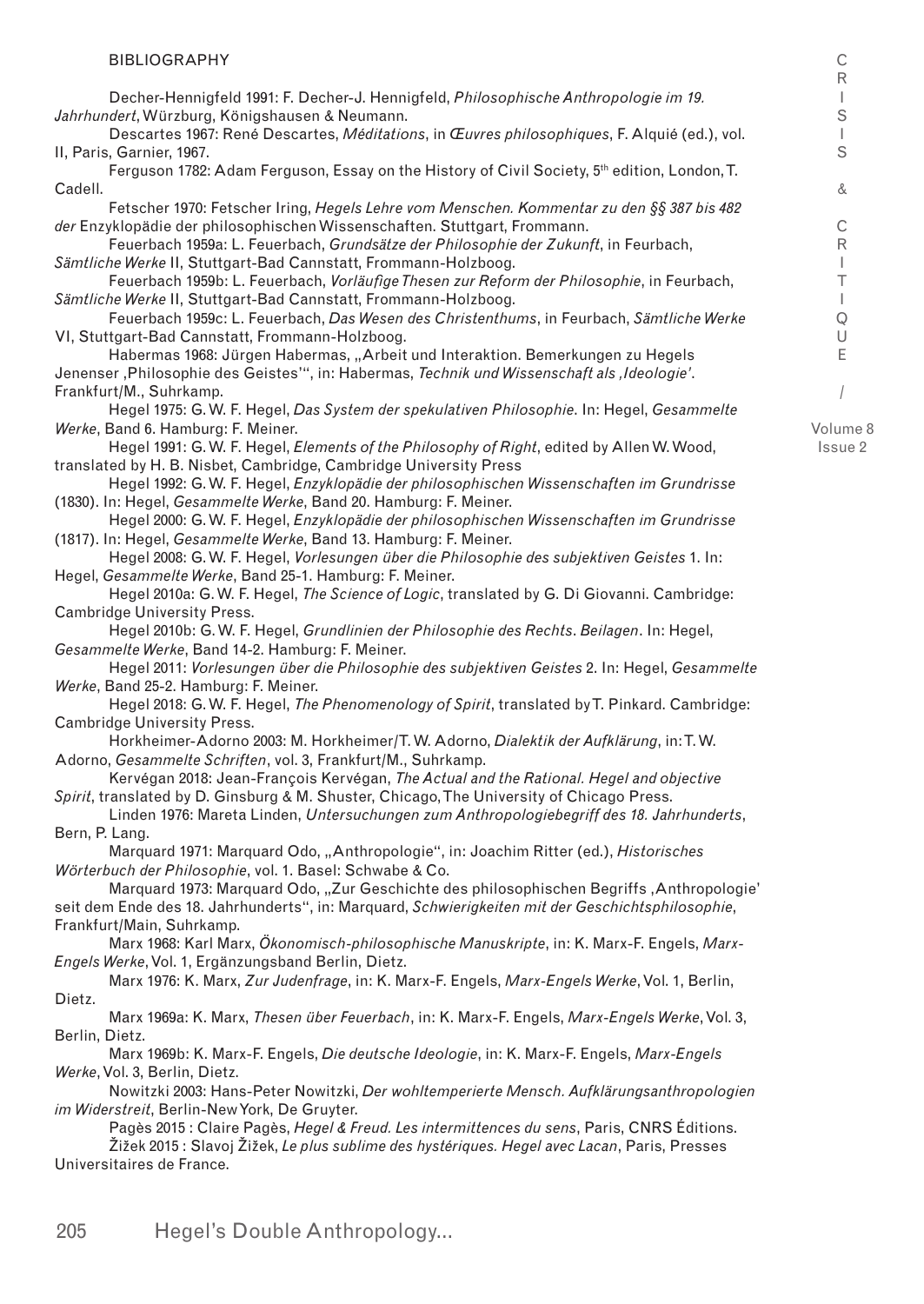## BIBLIOGRAPHY

Decher-Hennigfeld 1991: F. Decher-J. Hennigfeld, *Philosophische Anthropologie im 19. Jahrhundert*, Würzburg, Königshausen & Neumann.

Descartes 1967: René Descartes, *Méditations*, in *Œuvres philosophiques*, F. Alquié (ed.), vol. II, Paris, Garnier, 1967.

Ferguson 1782: Adam Ferguson, Essay on the History of Civil Society, 5th edition, London, T. Cadell.

Fetscher 1970: Fetscher Iring, *Hegels Lehre vom Menschen. Kommentar zu den §§ 387 bis 482 der* Enzyklopädie der philosophischen Wissenschaften. Stuttgart, Frommann.

Feuerbach 1959a: L. Feuerbach, *Grundsätze der Philosophie der Zukunft*, in Feurbach, *Sämtliche Werke* II, Stuttgart-Bad Cannstatt, Frommann-Holzboog.

Feuerbach 1959b: L. Feuerbach, *Vorläufige Thesen zur Reform der Philosophie*, in Feurbach, *Sämtliche Werke* II, Stuttgart-Bad Cannstatt, Frommann-Holzboog.

Feuerbach 1959c: L. Feuerbach, *Das Wesen des Christenthums*, in Feurbach, *Sämtliche Werke* VI, Stuttgart-Bad Cannstatt, Frommann-Holzboog.

Habermas 1968: Jürgen Habermas, „Arbeit und Interaktion. Bemerkungen zu Hegels Jenenser ‚Philosophie des Geistes'", in: Habermas, *Technik und Wissenschaft als ‚Ideologie'*. Frankfurt/M., Suhrkamp.

Hegel 1975: G. W. F. Hegel, *Das System der spekulativen Philosophie*. In: Hegel, *Gesammelte Werke*, Band 6. Hamburg: F. Meiner.

Hegel 1991: G. W. F. Hegel, *Elements of the Philosophy of Right*, edited by Allen W. Wood, translated by H. B. Nisbet, Cambridge, Cambridge University Press

Hegel 1992: G. W. F. Hegel, *Enzyklopädie der philosophischen Wissenschaften im Grundrisse* (1830). In: Hegel, *Gesammelte Werke*, Band 20. Hamburg: F. Meiner.

Hegel 2000: G. W. F. Hegel, *Enzyklopädie der philosophischen Wissenschaften im Grundrisse* (1817). In: Hegel, *Gesammelte Werke*, Band 13. Hamburg: F. Meiner.

Hegel 2008: G. W. F. Hegel, *Vorlesungen über die Philosophie des subjektiven Geistes* 1. In: Hegel, *Gesammelte Werke*, Band 25-1. Hamburg: F. Meiner.

Hegel 2010a: G. W. F. Hegel, *The Science of Logic*, translated by G. Di Giovanni. Cambridge: Cambridge University Press.

Hegel 2010b: G. W. F. Hegel, *Grundlinien der Philosophie des Rechts*. *Beilagen*. In: Hegel, *Gesammelte Werke*, Band 14-2. Hamburg: F. Meiner.

Hegel 2011: *Vorlesungen über die Philosophie des subjektiven Geistes* 2. In: Hegel, *Gesammelte Werke*, Band 25-2. Hamburg: F. Meiner.

Hegel 2018: G. W. F. Hegel, *The Phenomenology of Spirit*, translated by T. Pinkard. Cambridge: Cambridge University Press.

Horkheimer-Adorno 2003: M. Horkheimer/T. W. Adorno, *Dialektik der Aufklärung*, in: T. W. Adorno, *Gesammelte Schriften*, vol. 3, Frankfurt/M., Suhrkamp.

Kervégan 2018: Jean-François Kervégan, *The Actual and the Rational. Hegel and objective Spirit*, translated by D. Ginsburg & M. Shuster, Chicago, The University of Chicago Press.

Linden 1976: Mareta Linden, *Untersuchungen zum Anthropologiebegriff des 18. Jahrhunderts*, Bern, P. Lang.

Marquard 1971: Marquard Odo, „Anthropologie", in: Joachim Ritter (ed.), *Historisches Wörterbuch der Philosophie*, vol. 1. Basel: Schwabe & Co.

Marquard 1973: Marquard Odo, „Zur Geschichte des philosophischen Begriffs ‚Anthropologie' seit dem Ende des 18. Jahrhunderts", in: Marquard, *Schwierigkeiten mit der Geschichtsphilosophie*, Frankfurt/Main, Suhrkamp.

Marx 1968: Karl Marx, *Ökonomisch-philosophische Manuskripte*, in: K. Marx-F. Engels, *Marx-Engels Werke*, Vol. 1, Ergänzungsband Berlin, Dietz.

Marx 1976: K. Marx, *Zur Judenfrage*, in: K. Marx-F. Engels, *Marx-Engels Werke*, Vol. 1, Berlin, Dietz.

Marx 1969a: K. Marx, *Thesen über Feuerbach*, in: K. Marx-F. Engels, *Marx-Engels Werke*, Vol. 3, Berlin, Dietz.

Marx 1969b: K. Marx-F. Engels, *Die deutsche Ideologie*, in: K. Marx-F. Engels, *Marx-Engels Werke*, Vol. 3, Berlin, Dietz.

Nowitzki 2003: Hans-Peter Nowitzki, *Der wohltemperierte Mensch. Aufklärungsanthropologien im Widerstreit*, Berlin-New York, De Gruyter.

Pagès 2015 : Claire Pagès, *Hegel & Freud. Les intermittences du sens*, Paris, CNRS Éditions.

Žižek 2015 : Slavoj Žižek, *Le plus sublime des hystériques. Hegel avec Lacan*, Paris, Presses Universitaires de France.